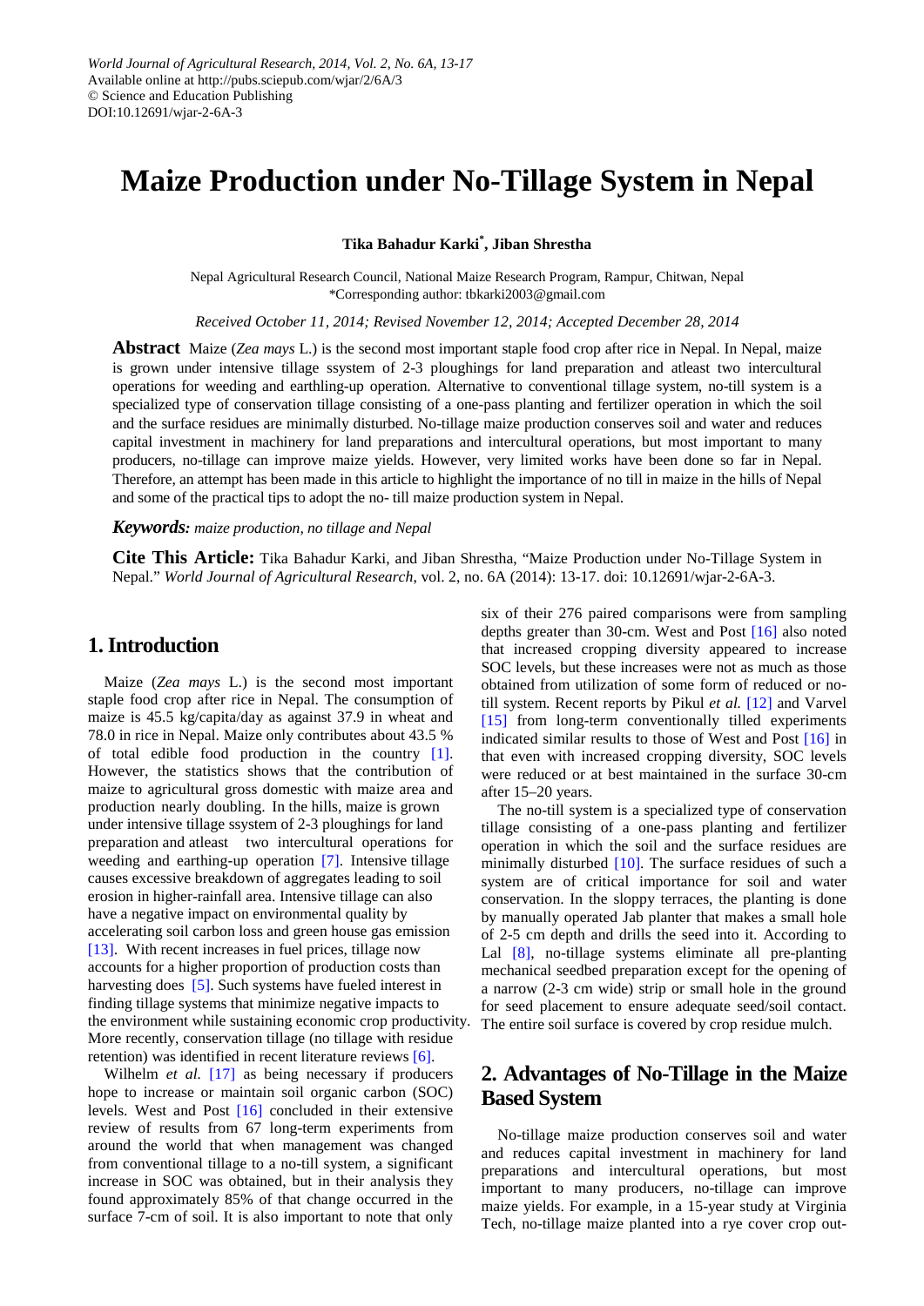World Journal of Agricultural Research, 2014, Vol. 2, No. 6A, 13-17
Available online at http://pubs.sciepub.com/wjar/2/6A/3
© Science and Education Publishing
DOI:10.12691/wjar-2-6A-3

# Maize Production under No-Tillage System in Nepal

**Tika Bahadur Karki*, Jiban Shrestha**

Nepal Agricultural Research Council, National Maize Research Program, Rampur, Chitwan, Nepal
*Corresponding author: tbkarki2003@gmail.com

*Received October 11, 2014; Revised November 12, 2014; Accepted December 28, 2014*

**Abstract** Maize (*Zea mays* L.) is the second most important staple food crop after rice in Nepal. In Nepal, maize is grown under intensive tillage ssystem of 2-3 ploughings for land preparation and atleast two intercultural operations for weeding and earthling-up operation. Alternative to conventional tillage system, no-till system is a specialized type of conservation tillage consisting of a one-pass planting and fertilizer operation in which the soil and the surface residues are minimally disturbed. No-tillage maize production conserves soil and water and reduces capital investment in machinery for land preparations and intercultural operations, but most important to many producers, no-tillage can improve maize yields. However, very limited works have been done so far in Nepal. Therefore, an attempt has been made in this article to highlight the importance of no till in maize in the hills of Nepal and some of the practical tips to adopt the no- till maize production system in Nepal.

***Keywords:*** *maize production, no tillage and Nepal*

**Cite This Article:** Tika Bahadur Karki, and Jiban Shrestha, "Maize Production under No-Tillage System in Nepal." *World Journal of Agricultural Research*, vol. 2, no. 6A (2014): 13-17. doi: 10.12691/wjar-2-6A-3.

## 1. Introduction

Maize (*Zea mays* L.) is the second most important staple food crop after rice in Nepal. The consumption of maize is 45.5 kg/capita/day as against 37.9 in wheat and 78.0 in rice in Nepal. Maize only contributes about 43.5 % of total edible food production in the country [1]. However, the statistics shows that the contribution of maize to agricultural gross domestic with maize area and production nearly doubling. In the hills, maize is grown under intensive tillage ssystem of 2-3 ploughings for land preparation and atleast two intercultural operations for weeding and earthing-up operation [7]. Intensive tillage causes excessive breakdown of aggregates leading to soil erosion in higher-rainfall area. Intensive tillage can also have a negative impact on environmental quality by accelerating soil carbon loss and green house gas emission [13]. With recent increases in fuel prices, tillage now accounts for a higher proportion of production costs than harvesting does [5]. Such systems have fueled interest in finding tillage systems that minimize negative impacts to the environment while sustaining economic crop productivity. More recently, conservation tillage (no tillage with residue retention) was identified in recent literature reviews [6].

Wilhelm *et al.* [17] as being necessary if producers hope to increase or maintain soil organic carbon (SOC) levels. West and Post [16] concluded in their extensive review of results from 67 long-term experiments from around the world that when management was changed from conventional tillage to a no-till system, a significant increase in SOC was obtained, but in their analysis they found approximately 85% of that change occurred in the surface 7-cm of soil. It is also important to note that only six of their 276 paired comparisons were from sampling depths greater than 30-cm. West and Post [16] also noted that increased cropping diversity appeared to increase SOC levels, but these increases were not as much as those obtained from utilization of some form of reduced or no-till system. Recent reports by Pikul *et al.* [12] and Varvel [15] from long-term conventionally tilled experiments indicated similar results to those of West and Post [16] in that even with increased cropping diversity, SOC levels were reduced or at best maintained in the surface 30-cm after 15–20 years.

The no-till system is a specialized type of conservation tillage consisting of a one-pass planting and fertilizer operation in which the soil and the surface residues are minimally disturbed [10]. The surface residues of such a system are of critical importance for soil and water conservation. In the sloppy terraces, the planting is done by manually operated Jab planter that makes a small hole of 2-5 cm depth and drills the seed into it. According to Lal [8], no-tillage systems eliminate all pre-planting mechanical seedbed preparation except for the opening of a narrow (2-3 cm wide) strip or small hole in the ground for seed placement to ensure adequate seed/soil contact. The entire soil surface is covered by crop residue mulch.

## 2. Advantages of No-Tillage in the Maize Based System

No-tillage maize production conserves soil and water and reduces capital investment in machinery for land preparations and intercultural operations, but most important to many producers, no-tillage can improve maize yields. For example, in a 15-year study at Virginia Tech, no-tillage maize planted into a rye cover crop out-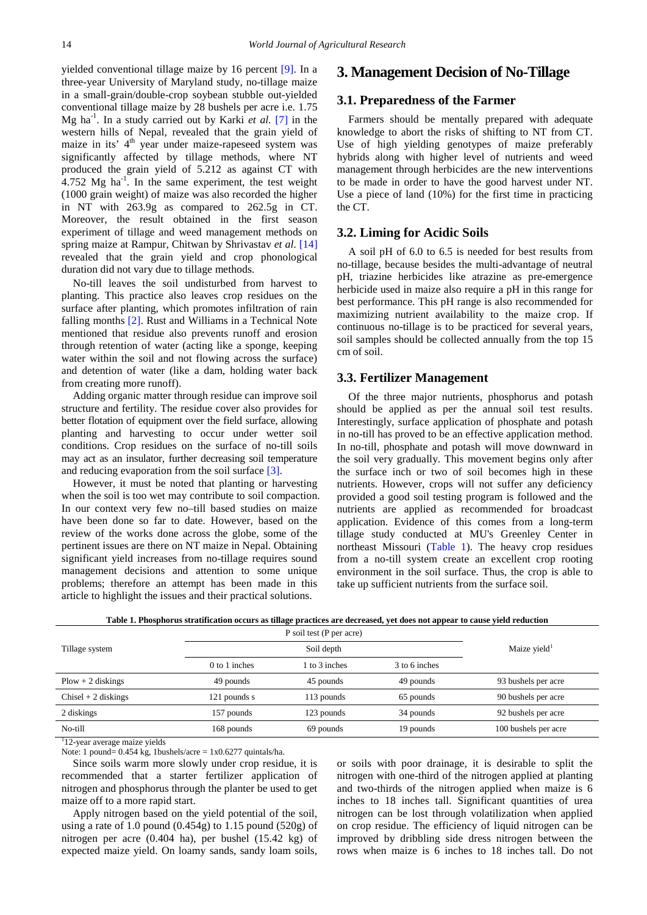yielded conventional tillage maize by 16 percent [9]. In a three-year University of Maryland study, no-tillage maize in a small-grain/double-crop soybean stubble out-yielded conventional tillage maize by 28 bushels per acre i.e. 1.75 Mg ha$^{-1}$. In a study carried out by Karki *et al.* [7] in the western hills of Nepal, revealed that the grain yield of maize in its' 4$^{th}$ year under maize-rapeseed system was significantly affected by tillage methods, where NT produced the grain yield of 5.212 as against CT with 4.752 Mg ha$^{-1}$. In the same experiment, the test weight (1000 grain weight) of maize was also recorded the higher in NT with 263.9g as compared to 262.5g in CT. Moreover, the result obtained in the first season experiment of tillage and weed management methods on spring maize at Rampur, Chitwan by Shrivastav *et al.* [14] revealed that the grain yield and crop phonological duration did not vary due to tillage methods.

No-till leaves the soil undisturbed from harvest to planting. This practice also leaves crop residues on the surface after planting, which promotes infiltration of rain falling months [2]. Rust and Williams in a Technical Note mentioned that residue also prevents runoff and erosion through retention of water (acting like a sponge, keeping water within the soil and not flowing across the surface) and detention of water (like a dam, holding water back from creating more runoff).

Adding organic matter through residue can improve soil structure and fertility. The residue cover also provides for better flotation of equipment over the field surface, allowing planting and harvesting to occur under wetter soil conditions. Crop residues on the surface of no-till soils may act as an insulator, further decreasing soil temperature and reducing evaporation from the soil surface [3].

However, it must be noted that planting or harvesting when the soil is too wet may contribute to soil compaction. In our context very few no–till based studies on maize have been done so far to date. However, based on the review of the works done across the globe, some of the pertinent issues are there on NT maize in Nepal. Obtaining significant yield increases from no-tillage requires sound management decisions and attention to some unique problems; therefore an attempt has been made in this article to highlight the issues and their practical solutions.

## 3. Management Decision of No-Tillage

### 3.1. Preparedness of the Farmer

Farmers should be mentally prepared with adequate knowledge to abort the risks of shifting to NT from CT. Use of high yielding genotypes of maize preferably hybrids along with higher level of nutrients and weed management through herbicides are the new interventions to be made in order to have the good harvest under NT. Use a piece of land (10%) for the first time in practicing the CT.

### 3.2. Liming for Acidic Soils

A soil pH of 6.0 to 6.5 is needed for best results from no-tillage, because besides the multi-advantage of neutral pH, triazine herbicides like atrazine as pre-emergence herbicide used in maize also require a pH in this range for best performance. This pH range is also recommended for maximizing nutrient availability to the maize crop. If continuous no-tillage is to be practiced for several years, soil samples should be collected annually from the top 15 cm of soil.

### 3.3. Fertilizer Management

Of the three major nutrients, phosphorus and potash should be applied as per the annual soil test results. Interestingly, surface application of phosphate and potash in no-till has proved to be an effective application method. In no-till, phosphate and potash will move downward in the soil very gradually. This movement begins only after the surface inch or two of soil becomes high in these nutrients. However, crops will not suffer any deficiency provided a good soil testing program is followed and the nutrients are applied as recommended for broadcast application. Evidence of this comes from a long-term tillage study conducted at MU's Greenley Center in northeast Missouri (Table 1). The heavy crop residues from a no-till system create an excellent crop rooting environment in the soil surface. Thus, the crop is able to take up sufficient nutrients from the surface soil.

**Table 1. Phosphorus stratification occurs as tillage practices are decreased, yet does not appear to cause yield reduction**

| Tillage system | P soil test (P per acre) | | | Maize yield[1] |
|---|---|---|---|---|
| | Soil depth | | | |
| | 0 to 1 inches | 1 to 3 inches | 3 to 6 inches | |
| Plow + 2 diskings | 49 pounds | 45 pounds | 49 pounds | 93 bushels per acre |
| Chisel + 2 diskings | 121 pounds s | 113 pounds | 65 pounds | 90 bushels per acre |
| 2 diskings | 157 pounds | 123 pounds | 34 pounds | 92 bushels per acre |
| No-till | 168 pounds | 69 pounds | 19 pounds | 100 bushels per acre |

[1]12-year average maize yields

Note: 1 pound= 0.454 kg, 1bushels/acre = 1x0.6277 quintals/ha.

Since soils warm more slowly under crop residue, it is recommended that a starter fertilizer application of nitrogen and phosphorus through the planter be used to get maize off to a more rapid start.

Apply nitrogen based on the yield potential of the soil, using a rate of 1.0 pound (0.454g) to 1.15 pound (520g) of nitrogen per acre (0.404 ha), per bushel (15.42 kg) of expected maize yield. On loamy sands, sandy loam soils, or soils with poor drainage, it is desirable to split the nitrogen with one-third of the nitrogen applied at planting and two-thirds of the nitrogen applied when maize is 6 inches to 18 inches tall. Significant quantities of urea nitrogen can be lost through volatilization when applied on crop residue. The efficiency of liquid nitrogen can be improved by dribbling side dress nitrogen between the rows when maize is 6 inches to 18 inches tall. Do not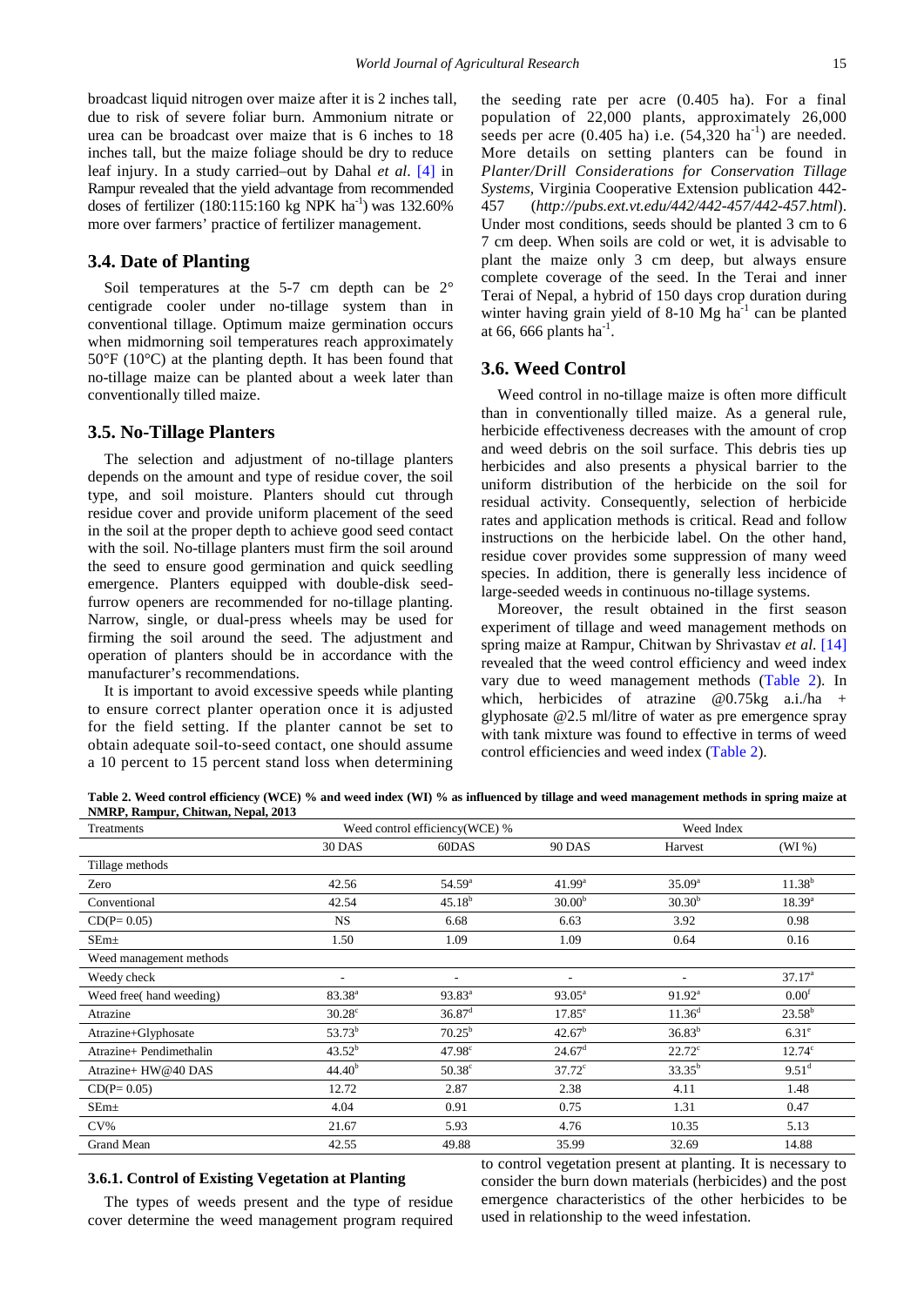broadcast liquid nitrogen over maize after it is 2 inches tall, due to risk of severe foliar burn. Ammonium nitrate or urea can be broadcast over maize that is 6 inches to 18 inches tall, but the maize foliage should be dry to reduce leaf injury. In a study carried–out by Dahal *et al*. [4] in Rampur revealed that the yield advantage from recommended doses of fertilizer (180:115:160 kg NPK $ha^{-1}$) was 132.60% more over farmers' practice of fertilizer management.

### 3.4. Date of Planting

Soil temperatures at the 5-7 cm depth can be 2° centigrade cooler under no-tillage system than in conventional tillage. Optimum maize germination occurs when midmorning soil temperatures reach approximately 50°F (10°C) at the planting depth. It has been found that no-tillage maize can be planted about a week later than conventionally tilled maize.

### 3.5. No-Tillage Planters

The selection and adjustment of no-tillage planters depends on the amount and type of residue cover, the soil type, and soil moisture. Planters should cut through residue cover and provide uniform placement of the seed in the soil at the proper depth to achieve good seed contact with the soil. No-tillage planters must firm the soil around the seed to ensure good germination and quick seedling emergence. Planters equipped with double-disk seed-furrow openers are recommended for no-tillage planting. Narrow, single, or dual-press wheels may be used for firming the soil around the seed. The adjustment and operation of planters should be in accordance with the manufacturer's recommendations.

It is important to avoid excessive speeds while planting to ensure correct planter operation once it is adjusted for the field setting. If the planter cannot be set to obtain adequate soil-to-seed contact, one should assume a 10 percent to 15 percent stand loss when determining the seeding rate per acre (0.405 ha). For a final population of 22,000 plants, approximately 26,000 seeds per acre (0.405 ha) i.e. (54,320 $ha^{-1}$) are needed. More details on setting planters can be found in *Planter/Drill Considerations for Conservation Tillage Systems*, Virginia Cooperative Extension publication 442-457 (*http://pubs.ext.vt.edu/442/442-457/442-457.html*). Under most conditions, seeds should be planted 3 cm to 6 7 cm deep. When soils are cold or wet, it is advisable to plant the maize only 3 cm deep, but always ensure complete coverage of the seed. In the Terai and inner Terai of Nepal, a hybrid of 150 days crop duration during winter having grain yield of 8-10 Mg $ha^{-1}$ can be planted at 66, 666 plants $ha^{-1}$.

### 3.6. Weed Control

Weed control in no-tillage maize is often more difficult than in conventionally tilled maize. As a general rule, herbicide effectiveness decreases with the amount of crop and weed debris on the soil surface. This debris ties up herbicides and also presents a physical barrier to the uniform distribution of the herbicide on the soil for residual activity. Consequently, selection of herbicide rates and application methods is critical. Read and follow instructions on the herbicide label. On the other hand, residue cover provides some suppression of many weed species. In addition, there is generally less incidence of large-seeded weeds in continuous no-tillage systems.

Moreover, the result obtained in the first season experiment of tillage and weed management methods on spring maize at Rampur, Chitwan by Shrivastav *et al*. [14] revealed that the weed control efficiency and weed index vary due to weed management methods (Table 2). In which, herbicides of atrazine @0.75kg a.i./ha + glyphosate @2.5 ml/litre of water as pre emergence spray with tank mixture was found to effective in terms of weed control efficiencies and weed index (Table 2).

**Table 2. Weed control efficiency (WCE) % and weed index (WI) % as influenced by tillage and weed management methods in spring maize at NMRP, Rampur, Chitwan, Nepal, 2013**

| Treatments | Weed control efficiency(WCE) % | | | | Weed Index |
|---|---|---|---|---|---|
| | 30 DAS | 60DAS | 90 DAS | Harvest | (WI %) |
| Tillage methods | | | | | |
| Zero | 42.56 | 54.59[a] | 41.99[a] | 35.09[a] | 11.38[b] |
| Conventional | 42.54 | 45.18[b] | 30.00[b] | 30.30[b] | 18.39[a] |
| CD(P= 0.05) | NS | 6.68 | 6.63 | 3.92 | 0.98 |
| SEm± | 1.50 | 1.09 | 1.09 | 0.64 | 0.16 |
| Weed management methods | | | | | |
| Weedy check | - | - | - | - | 37.17[a] |
| Weed free( hand weeding) | 83.38[a] | 93.83[a] | 93.05[a] | 91.92[a] | 0.00[f] |
| Atrazine | 30.28[c] | 36.87[d] | 17.85[e] | 11.36[d] | 23.58[b] |
| Atrazine+Glyphosate | 53.73[b] | 70.25[b] | 42.67[b] | 36.83[b] | 6.31[e] |
| Atrazine+ Pendimethalin | 43.52[b] | 47.98[c] | 24.67[d] | 22.72[c] | 12.74[c] |
| Atrazine+ HW@40 DAS | 44.40[b] | 50.38[c] | 37.72[c] | 33.35[b] | 9.51[d] |
| CD(P= 0.05) | 12.72 | 2.87 | 2.38 | 4.11 | 1.48 |
| SEm± | 4.04 | 0.91 | 0.75 | 1.31 | 0.47 |
| CV% | 21.67 | 5.93 | 4.76 | 10.35 | 5.13 |
| Grand Mean | 42.55 | 49.88 | 35.99 | 32.69 | 14.88 |

#### 3.6.1. Control of Existing Vegetation at Planting

The types of weeds present and the type of residue cover determine the weed management program required to control vegetation present at planting. It is necessary to consider the burn down materials (herbicides) and the post emergence characteristics of the other herbicides to be used in relationship to the weed infestation.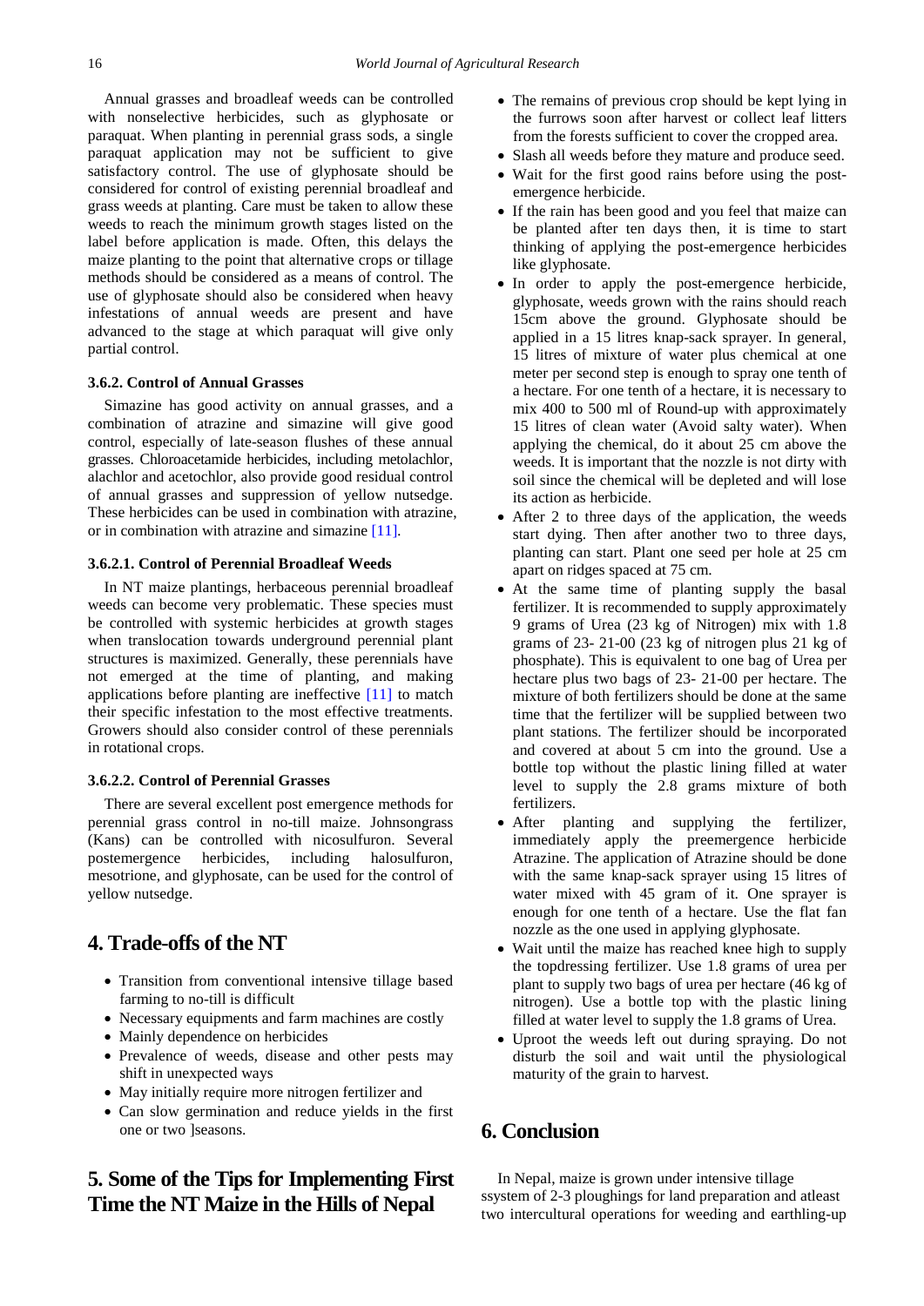Annual grasses and broadleaf weeds can be controlled with nonselective herbicides, such as glyphosate or paraquat. When planting in perennial grass sods, a single paraquat application may not be sufficient to give satisfactory control. The use of glyphosate should be considered for control of existing perennial broadleaf and grass weeds at planting. Care must be taken to allow these weeds to reach the minimum growth stages listed on the label before application is made. Often, this delays the maize planting to the point that alternative crops or tillage methods should be considered as a means of control. The use of glyphosate should also be considered when heavy infestations of annual weeds are present and have advanced to the stage at which paraquat will give only partial control.

#### 3.6.2. Control of Annual Grasses

Simazine has good activity on annual grasses, and a combination of atrazine and simazine will give good control, especially of late-season flushes of these annual grasses. Chloroacetamide herbicides, including metolachlor, alachlor and acetochlor, also provide good residual control of annual grasses and suppression of yellow nutsedge. These herbicides can be used in combination with atrazine, or in combination with atrazine and simazine [11].

#### 3.6.2.1. Control of Perennial Broadleaf Weeds

In NT maize plantings, herbaceous perennial broadleaf weeds can become very problematic. These species must be controlled with systemic herbicides at growth stages when translocation towards underground perennial plant structures is maximized. Generally, these perennials have not emerged at the time of planting, and making applications before planting are ineffective [11] to match their specific infestation to the most effective treatments. Growers should also consider control of these perennials in rotational crops.

#### 3.6.2.2. Control of Perennial Grasses

There are several excellent post emergence methods for perennial grass control in no-till maize. Johnsongrass (Kans) can be controlled with nicosulfuron. Several postemergence herbicides, including halosulfuron, mesotrione, and glyphosate, can be used for the control of yellow nutsedge.

## 4. Trade-offs of the NT

- Transition from conventional intensive tillage based farming to no-till is difficult
- Necessary equipments and farm machines are costly
- Mainly dependence on herbicides
- Prevalence of weeds, disease and other pests may shift in unexpected ways
- May initially require more nitrogen fertilizer and
- Can slow germination and reduce yields in the first one or two ]seasons.

## 5. Some of the Tips for Implementing First Time the NT Maize in the Hills of Nepal

- The remains of previous crop should be kept lying in the furrows soon after harvest or collect leaf litters from the forests sufficient to cover the cropped area.
- Slash all weeds before they mature and produce seed.
- Wait for the first good rains before using the post-emergence herbicide.
- If the rain has been good and you feel that maize can be planted after ten days then, it is time to start thinking of applying the post-emergence herbicides like glyphosate.
- In order to apply the post-emergence herbicide, glyphosate, weeds grown with the rains should reach 15cm above the ground. Glyphosate should be applied in a 15 litres knap-sack sprayer. In general, 15 litres of mixture of water plus chemical at one meter per second step is enough to spray one tenth of a hectare. For one tenth of a hectare, it is necessary to mix 400 to 500 ml of Round-up with approximately 15 litres of clean water (Avoid salty water). When applying the chemical, do it about 25 cm above the weeds. It is important that the nozzle is not dirty with soil since the chemical will be depleted and will lose its action as herbicide.
- After 2 to three days of the application, the weeds start dying. Then after another two to three days, planting can start. Plant one seed per hole at 25 cm apart on ridges spaced at 75 cm.
- At the same time of planting supply the basal fertilizer. It is recommended to supply approximately 9 grams of Urea (23 kg of Nitrogen) mix with 1.8 grams of 23- 21-00 (23 kg of nitrogen plus 21 kg of phosphate). This is equivalent to one bag of Urea per hectare plus two bags of 23- 21-00 per hectare. The mixture of both fertilizers should be done at the same time that the fertilizer will be supplied between two plant stations. The fertilizer should be incorporated and covered at about 5 cm into the ground. Use a bottle top without the plastic lining filled at water level to supply the 2.8 grams mixture of both fertilizers.
- After planting and supplying the fertilizer, immediately apply the preemergence herbicide Atrazine. The application of Atrazine should be done with the same knap-sack sprayer using 15 litres of water mixed with 45 gram of it. One sprayer is enough for one tenth of a hectare. Use the flat fan nozzle as the one used in applying glyphosate.
- Wait until the maize has reached knee high to supply the topdressing fertilizer. Use 1.8 grams of urea per plant to supply two bags of urea per hectare (46 kg of nitrogen). Use a bottle top with the plastic lining filled at water level to supply the 1.8 grams of Urea.
- Uproot the weeds left out during spraying. Do not disturb the soil and wait until the physiological maturity of the grain to harvest.

## 6. Conclusion

In Nepal, maize is grown under intensive tillage ssystem of 2-3 ploughings for land preparation and atleast two intercultural operations for weeding and earthling-up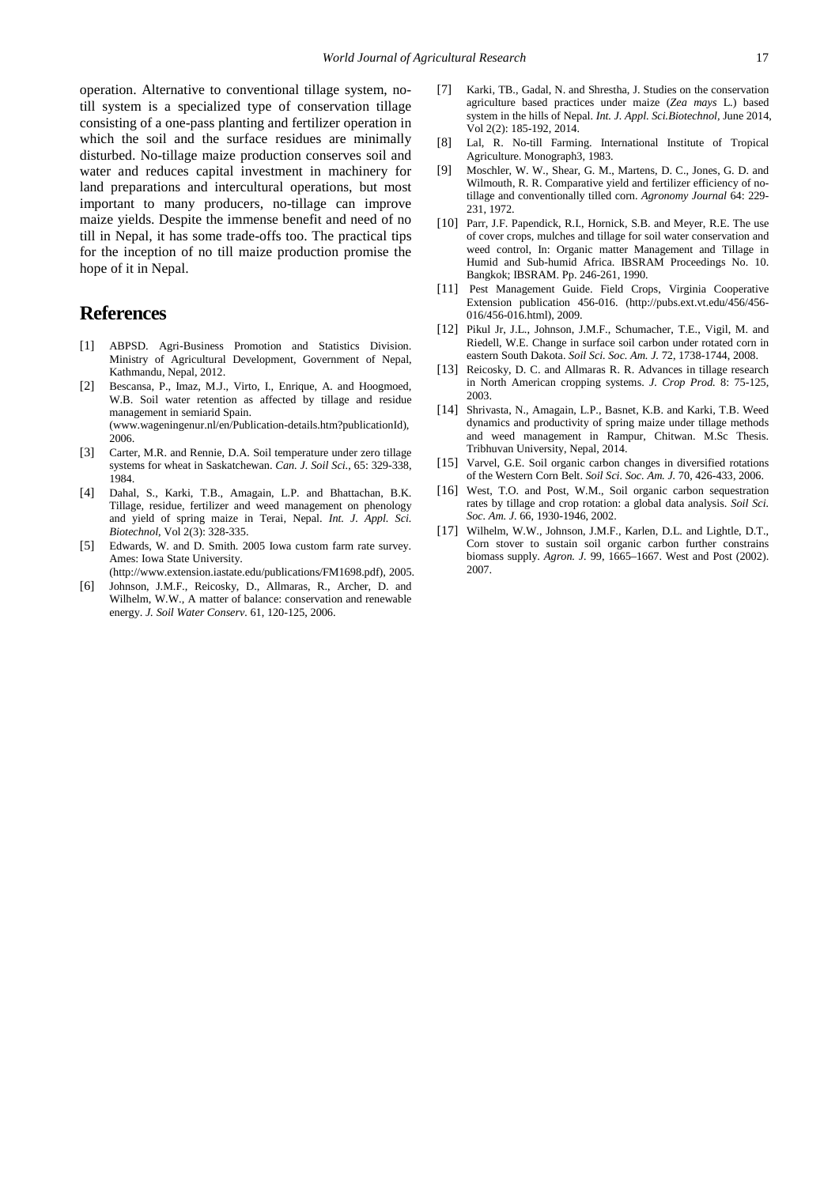operation. Alternative to conventional tillage system, no-till system is a specialized type of conservation tillage consisting of a one-pass planting and fertilizer operation in which the soil and the surface residues are minimally disturbed. No-tillage maize production conserves soil and water and reduces capital investment in machinery for land preparations and intercultural operations, but most important to many producers, no-tillage can improve maize yields. Despite the immense benefit and need of no till in Nepal, it has some trade-offs too. The practical tips for the inception of no till maize production promise the hope of it in Nepal.

## References

[1] ABPSD. Agri-Business Promotion and Statistics Division. Ministry of Agricultural Development, Government of Nepal, Kathmandu, Nepal, 2012.

[2] Bescansa, P., Imaz, M.J., Virto, I., Enrique, A. and Hoogmoed, W.B. Soil water retention as affected by tillage and residue management in semiarid Spain. (www.wageningenur.nl/en/Publication-details.htm?publicationId), 2006.

[3] Carter, M.R. and Rennie, D.A. Soil temperature under zero tillage systems for wheat in Saskatchewan. *Can. J. Soil Sci.*, 65: 329-338, 1984.

[4] Dahal, S., Karki, T.B., Amagain, L.P. and Bhattachan, B.K. Tillage, residue, fertilizer and weed management on phenology and yield of spring maize in Terai, Nepal. *Int. J. Appl. Sci. Biotechnol*, Vol 2(3): 328-335.

[5] Edwards, W. and D. Smith. 2005 Iowa custom farm rate survey. Ames: Iowa State University. (http://www.extension.iastate.edu/publications/FM1698.pdf), 2005.

[6] Johnson, J.M.F., Reicosky, D., Allmaras, R., Archer, D. and Wilhelm, W.W., A matter of balance: conservation and renewable energy. *J. Soil Water Conserv*. 61, 120-125, 2006.

[7] Karki, TB., Gadal, N. and Shrestha, J. Studies on the conservation agriculture based practices under maize (*Zea mays* L.) based system in the hills of Nepal. *Int. J. Appl. Sci.Biotechnol*, June 2014, Vol 2(2): 185-192, 2014.

[8] Lal, R. No-till Farming. International Institute of Tropical Agriculture. Monograph3, 1983.

[9] Moschler, W. W., Shear, G. M., Martens, D. C., Jones, G. D. and Wilmouth, R. R. Comparative yield and fertilizer efficiency of no-tillage and conventionally tilled corn. *Agronomy Journal* 64: 229-231, 1972.

[10] Parr, J.F. Papendick, R.I., Hornick, S.B. and Meyer, R.E. The use of cover crops, mulches and tillage for soil water conservation and weed control, In: Organic matter Management and Tillage in Humid and Sub-humid Africa. IBSRAM Proceedings No. 10. Bangkok; IBSRAM. Pp. 246-261, 1990.

[11] Pest Management Guide. Field Crops, Virginia Cooperative Extension publication 456-016. (http://pubs.ext.vt.edu/456/456-016/456-016.html), 2009.

[12] Pikul Jr, J.L., Johnson, J.M.F., Schumacher, T.E., Vigil, M. and Riedell, W.E. Change in surface soil carbon under rotated corn in eastern South Dakota. *Soil Sci. Soc. Am. J.* 72, 1738-1744, 2008.

[13] Reicosky, D. C. and Allmaras R. R. Advances in tillage research in North American cropping systems. *J. Crop Prod.* 8: 75-125, 2003.

[14] Shrivasta, N., Amagain, L.P., Basnet, K.B. and Karki, T.B. Weed dynamics and productivity of spring maize under tillage methods and weed management in Rampur, Chitwan. M.Sc Thesis. Tribhuvan University, Nepal, 2014.

[15] Varvel, G.E. Soil organic carbon changes in diversified rotations of the Western Corn Belt. *Soil Sci. Soc. Am. J.* 70, 426-433, 2006.

[16] West, T.O. and Post, W.M., Soil organic carbon sequestration rates by tillage and crop rotation: a global data analysis. *Soil Sci. Soc. Am. J.* 66, 1930-1946, 2002.

[17] Wilhelm, W.W., Johnson, J.M.F., Karlen, D.L. and Lightle, D.T., Corn stover to sustain soil organic carbon further constrains biomass supply. *Agron. J.* 99, 1665–1667. West and Post (2002). 2007.